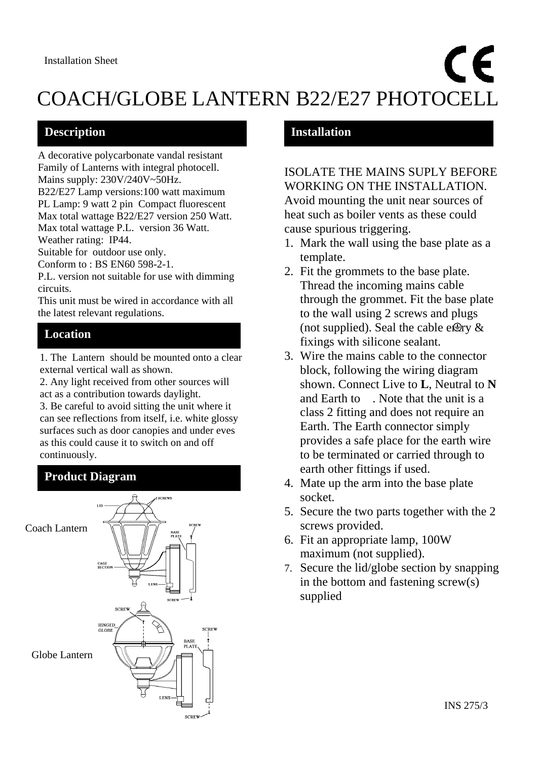Installation Sheet

# COACH/GLOBE LANTERN B22/E27 PHOTOCELL

## Description

A decorative polycarbonate vandal resistant Family of Lanterns with integral photocell.
Mains supply: 230V/240V~50Hz.
B22/E27 Lamp versions:100 watt maximum
PL Lamp: 9 watt 2 pin Compact fluorescent
Max total wattage B22/E27 version 250 Watt.
Max total wattage P.L. version 36 Watt.
Weather rating: IP44.
Suitable for outdoor use only.
Conform to : BS EN60 598-2-1.
P.L. version not suitable for use with dimming circuits.
This unit must be wired in accordance with all the latest relevant regulations.

## Location

1. The Lantern should be mounted onto a clear external vertical wall as shown.
2. Any light received from other sources will act as a contribution towards daylight.
3. Be careful to avoid sitting the unit where it can see reflections from itself, i.e. white glossy surfaces such as door canopies and under eves as this could cause it to switch on and off continuously.

## Product Diagram

Coach Lantern

LID, 2 SCREWS, SCREW, BASE PLATE, CAGE SECTION, LENS, SCREW

Globe Lantern

SCREW, HINGED GLOBE, SCREW, BASE PLATE, LENS, SCREW

## Installation

ISOLATE THE MAINS SUPLY BEFORE WORKING ON THE INSTALLATION.
Avoid mounting the unit near sources of heat such as boiler vents as these could cause spurious triggering.

1. Mark the wall using the base plate as a template.
2. Fit the grommets to the base plate. Thread the incoming mains cable through the grommet. Fit the base plate to the wall using 2 screws and plugs (not supplied). Seal the cable entry & fixings with silicone sealant.
3. Wire the mains cable to the connector block, following the wiring diagram shown. Connect Live to **L**, Neutral to **N** and Earth to ⏚. Note that the unit is a class 2 fitting and does not require an Earth. The Earth connector simply provides a safe place for the earth wire to be terminated or carried through to earth other fittings if used.
4. Mate up the arm into the base plate socket.
5. Secure the two parts together with the 2 screws provided.
6. Fit an appropriate lamp, 100W maximum (not supplied).
7. Secure the lid/globe section by snapping in the bottom and fastening screw(s) supplied

INS 275/3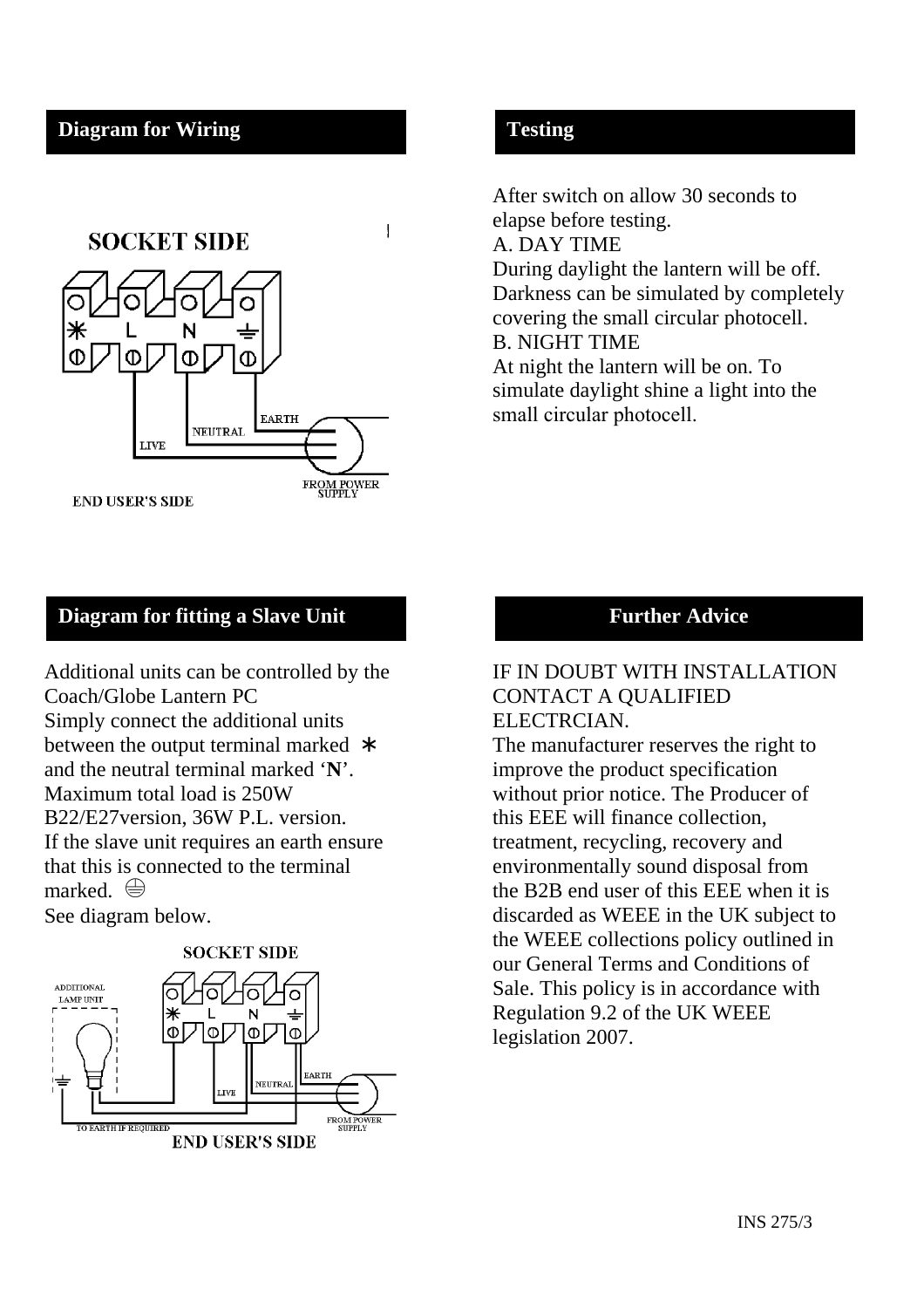## Diagram for Wiring

SOCKET SIDE

✳ L N ⏚

EARTH

NEUTRAL

LIVE

FROM POWER SUPPLY

END USER'S SIDE

## Testing

After switch on allow 30 seconds to elapse before testing.

A. DAY TIME

During daylight the lantern will be off. Darkness can be simulated by completely covering the small circular photocell.

B. NIGHT TIME

At night the lantern will be on. To simulate daylight shine a light into the small circular photocell.

## Diagram for fitting a Slave Unit

Additional units can be controlled by the Coach/Globe Lantern PC

Simply connect the additional units between the output terminal marked ∗ and the neutral terminal marked '**N**'. Maximum total load is 250W B22/E27version, 36W P.L. version.

If the slave unit requires an earth ensure that this is connected to the terminal marked. ⏚

See diagram below.

SOCKET SIDE

ADDITIONAL LAMP UNIT

✳ L N ⏚

EARTH

NEUTRAL

LIVE

TO EARTH IF REQUIRED

FROM POWER SUPPLY

END USER'S SIDE

## Further Advice

IF IN DOUBT WITH INSTALLATION CONTACT A QUALIFIED ELECTRCIAN.

The manufacturer reserves the right to improve the product specification without prior notice. The Producer of this EEE will finance collection, treatment, recycling, recovery and environmentally sound disposal from the B2B end user of this EEE when it is discarded as WEEE in the UK subject to the WEEE collections policy outlined in our General Terms and Conditions of Sale. This policy is in accordance with Regulation 9.2 of the UK WEEE legislation 2007.

INS 275/3